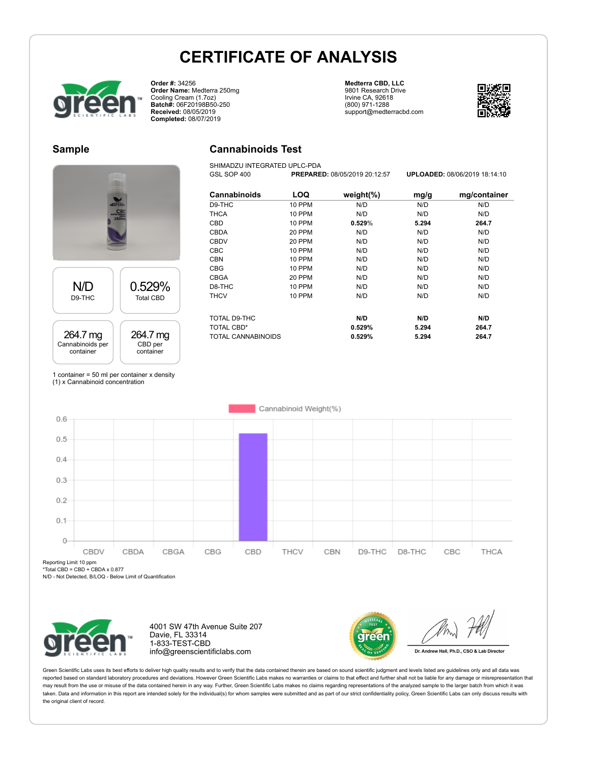# CERTIFICATE OF ANALYSIS

**Order #:** 34256
**Order Name:** Medterra 250mg Cooling Cream (1.7oz)
**Batch#:** 06F20198B50-250
**Received:** 08/05/2019
**Completed:** 08/07/2019

**Medterra CBD, LLC**
9801 Research Drive
Irvine CA, 92618
(800) 971-1288
support@medterracbd.com

## Sample

| N/D | 0.529% |
|---|---|
| D9-THC | Total CBD |

| 264.7 mg | 264.7 mg |
|---|---|
| Cannabinoids per container | CBD per container |

1 container = 50 ml per container x density (1) x Cannabinoid concentration

## Cannabinoids Test

SHIMADZU INTEGRATED UPLC-PDA
GSL SOP 400 **PREPARED:** 08/05/2019 20:12:57 **UPLOADED:** 08/06/2019 18:14:10

| Cannabinoids | LOQ | weight(%) | mg/g | mg/container |
|---|---|---|---|---|
| D9-THC | 10 PPM | N/D | N/D | N/D |
| THCA | 10 PPM | N/D | N/D | N/D |
| CBD | 10 PPM | **0.529%** | **5.294** | **264.7** |
| CBDA | 20 PPM | N/D | N/D | N/D |
| CBDV | 20 PPM | N/D | N/D | N/D |
| CBC | 10 PPM | N/D | N/D | N/D |
| CBN | 10 PPM | N/D | N/D | N/D |
| CBG | 10 PPM | N/D | N/D | N/D |
| CBGA | 20 PPM | N/D | N/D | N/D |
| D8-THC | 10 PPM | N/D | N/D | N/D |
| THCV | 10 PPM | N/D | N/D | N/D |
| TOTAL D9-THC | | **N/D** | **N/D** | **N/D** |
| TOTAL CBD* | | **0.529%** | **5.294** | **264.7** |
| TOTAL CANNABINOIDS | | **0.529%** | **5.294** | **264.7** |

Cannabinoid Weight(%)

| CBDV | CBDA | CBGA | CBG | CBD | THCV | CBN | D9-THC | D8-THC | CBC | THCA |
|---|---|---|---|---|---|---|---|---|---|---|
| 0 | 0 | 0 | 0 | 0.529 | 0 | 0 | 0 | 0 | 0 | 0 |

Reporting Limit 10 ppm
*Total CBD = CBD + CBDA x 0.877
N/D - Not Detected, B/LOQ - Below Limit of Quantification

4001 SW 47th Avenue Suite 207
Davie, FL 33314
1-833-TEST-CBD
info@greenscientificlabs.com

Dr. Andrew Hall, Ph.D., CSO & Lab Director

Green Scientific Labs uses its best efforts to deliver high quality results and to verify that the data contained therein are based on sound scientific judgment and levels listed are guidelines only and all data was reported based on standard laboratory procedures and deviations. However Green Scientific Labs makes no warranties or claims to that effect and further shall not be liable for any damage or misrepresentation that may result from the use or misuse of the data contained herein in any way. Further, Green Scientific Labs makes no claims regarding representations of the analyzed sample to the larger batch from which it was taken. Data and information in this report are intended solely for the individual(s) for whom samples were submitted and as part of our strict confidentiality policy, Green Scientific Labs can only discuss results with the original client of record.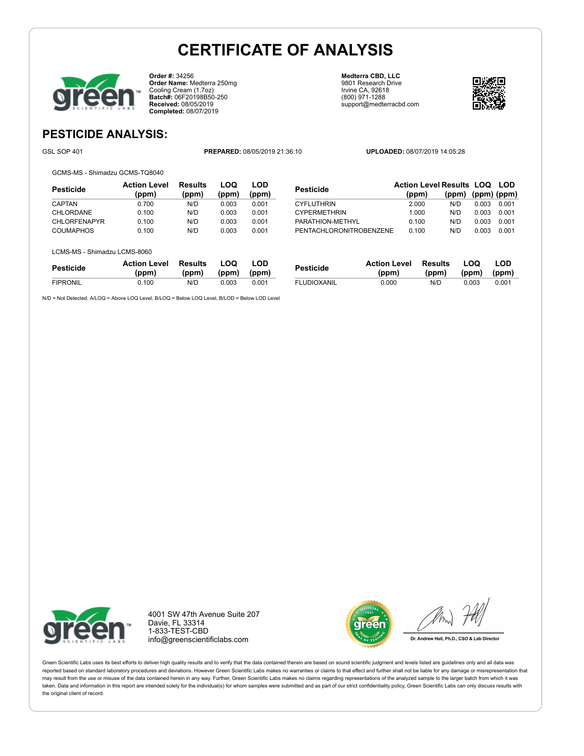# CERTIFICATE OF ANALYSIS

**Order #:** 34256
**Order Name:** Medterra 250mg Cooling Cream (1.7oz)
**Batch#:** 06F20198B50-250
**Received:** 08/05/2019
**Completed:** 08/07/2019

**Medterra CBD, LLC**
9801 Research Drive
Irvine CA, 92618
(800) 971-1288
support@medterracbd.com

## PESTICIDE ANALYSIS:

GSL SOP 401 **PREPARED:** 08/05/2019 21:36:10 **UPLOADED:** 08/07/2019 14:05:28

GCMS-MS - Shimadzu GCMS-TQ8040

| Pesticide | Action Level (ppm) | Results (ppm) | LOQ (ppm) | LOD (ppm) |
|---|---|---|---|---|
| CAPTAN | 0.700 | N/D | 0.003 | 0.001 |
| CHLORDANE | 0.100 | N/D | 0.003 | 0.001 |
| CHLORFENAPYR | 0.100 | N/D | 0.003 | 0.001 |
| COUMAPHOS | 0.100 | N/D | 0.003 | 0.001 |

| Pesticide | Action Level (ppm) | Results (ppm) | LOQ (ppm) | LOD (ppm) |
|---|---|---|---|---|
| CYFLUTHRIN | 2.000 | N/D | 0.003 | 0.001 |
| CYPERMETHRIN | 1.000 | N/D | 0.003 | 0.001 |
| PARATHION-METHYL | 0.100 | N/D | 0.003 | 0.001 |
| PENTACHLORONITROBENZENE | 0.100 | N/D | 0.003 | 0.001 |

LCMS-MS - Shimadzu LCMS-8060

| Pesticide | Action Level (ppm) | Results (ppm) | LOQ (ppm) | LOD (ppm) |
|---|---|---|---|---|
| FIPRONIL | 0.100 | N/D | 0.003 | 0.001 |

| Pesticide | Action Level (ppm) | Results (ppm) | LOQ (ppm) | LOD (ppm) |
|---|---|---|---|---|
| FLUDIOXANIL | 0.000 | N/D | 0.003 | 0.001 |

N/D = Not Detected, A/LOQ = Above LOQ Level, B/LOQ = Below LOQ Level, B/LOD = Below LOD Level

4001 SW 47th Avenue Suite 207
Davie, FL 33314
1-833-TEST-CBD
info@greenscientificlabs.com

Dr. Andrew Hall, Ph.D., CSO & Lab Director

Green Scientific Labs uses its best efforts to deliver high quality results and to verify that the data contained therein are based on sound scientific judgment and levels listed are guidelines only and all data was reported based on standard laboratory procedures and deviations. However Green Scientific Labs makes no warranties or claims to that effect and further shall not be liable for any damage or misrepresentation that may result from the use or misuse of the data contained herein in any way. Further, Green Scientific Labs makes no claims regarding representations of the analyzed sample to the larger batch from which it was taken. Data and information in this report are intended solely for the individual(s) for whom samples were submitted and as part of our strict confidentiality policy, Green Scientific Labs can only discuss results with the original client of record.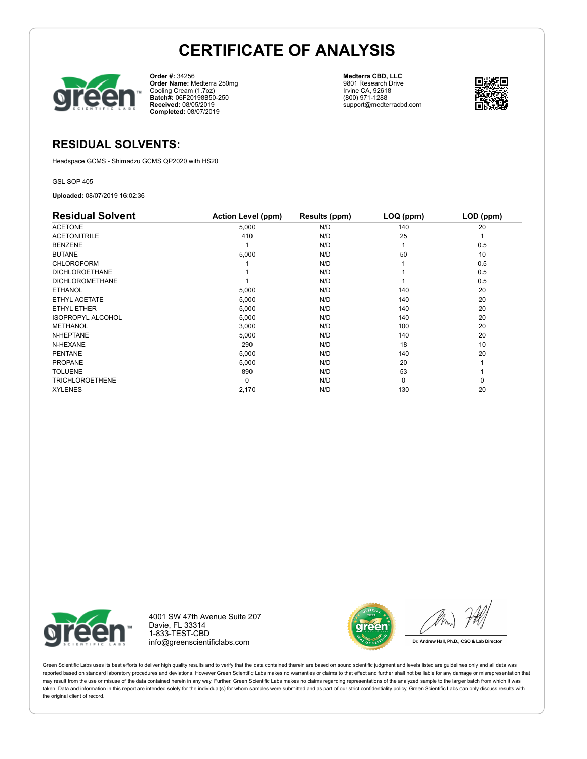# CERTIFICATE OF ANALYSIS

**Order #:** 34256
**Order Name:** Medterra 250mg Cooling Cream (1.7oz)
**Batch#:** 06F20198B50-250
**Received:** 08/05/2019
**Completed:** 08/07/2019

**Medterra CBD, LLC**
9801 Research Drive
Irvine CA, 92618
(800) 971-1288
support@medterracbd.com

## RESIDUAL SOLVENTS:

Headspace GCMS - Shimadzu GCMS QP2020 with HS20

GSL SOP 405

**Uploaded:** 08/07/2019 16:02:36

| Residual Solvent | Action Level (ppm) | Results (ppm) | LOQ (ppm) | LOD (ppm) |
|---|---|---|---|---|
| ACETONE | 5,000 | N/D | 140 | 20 |
| ACETONITRILE | 410 | N/D | 25 | 1 |
| BENZENE | 1 | N/D | 1 | 0.5 |
| BUTANE | 5,000 | N/D | 50 | 10 |
| CHLOROFORM | 1 | N/D | 1 | 0.5 |
| DICHLOROETHANE | 1 | N/D | 1 | 0.5 |
| DICHLOROMETHANE | 1 | N/D | 1 | 0.5 |
| ETHANOL | 5,000 | N/D | 140 | 20 |
| ETHYL ACETATE | 5,000 | N/D | 140 | 20 |
| ETHYL ETHER | 5,000 | N/D | 140 | 20 |
| ISOPROPYL ALCOHOL | 5,000 | N/D | 140 | 20 |
| METHANOL | 3,000 | N/D | 100 | 20 |
| N-HEPTANE | 5,000 | N/D | 140 | 20 |
| N-HEXANE | 290 | N/D | 18 | 10 |
| PENTANE | 5,000 | N/D | 140 | 20 |
| PROPANE | 5,000 | N/D | 20 | 1 |
| TOLUENE | 890 | N/D | 53 | 1 |
| TRICHLOROETHENE | 0 | N/D | 0 | 0 |
| XYLENES | 2,170 | N/D | 130 | 20 |

4001 SW 47th Avenue Suite 207
Davie, FL 33314
1-833-TEST-CBD
info@greenscientificlabs.com

Dr. Andrew Hall, Ph.D., CSO & Lab Director

Green Scientific Labs uses its best efforts to deliver high quality results and to verify that the data contained therein are based on sound scientific judgment and levels listed are guidelines only and all data was reported based on standard laboratory procedures and deviations. However Green Scientific Labs makes no warranties or claims to that effect and further shall not be liable for any damage or misrepresentation that may result from the use or misuse of the data contained herein in any way. Further, Green Scientific Labs makes no claims regarding representations of the analyzed sample to the larger batch from which it was taken. Data and information in this report are intended solely for the individual(s) for whom samples were submitted and as part of our strict confidentiality policy, Green Scientific Labs can only discuss results with the original client of record.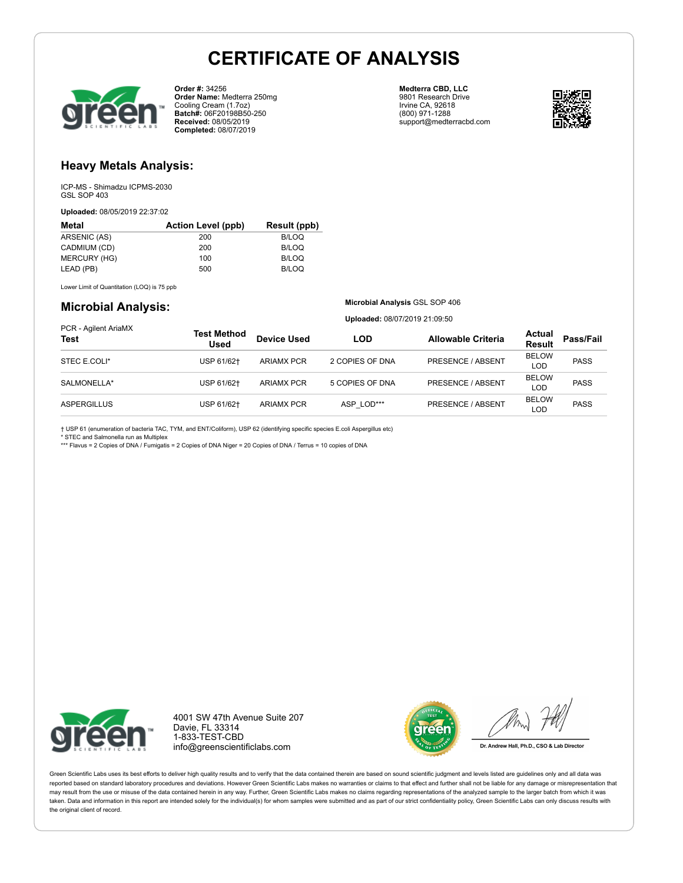# CERTIFICATE OF ANALYSIS

**Order #:** 34256
**Order Name:** Medterra 250mg Cooling Cream (1.7oz)
**Batch#:** 06F20198B50-250
**Received:** 08/05/2019
**Completed:** 08/07/2019

**Medterra CBD, LLC**
9801 Research Drive
Irvine CA, 92618
(800) 971-1288
support@medterracbd.com

## Heavy Metals Analysis:

ICP-MS - Shimadzu ICPMS-2030
GSL SOP 403

**Uploaded:** 08/05/2019 22:37:02

| Metal | Action Level (ppb) | Result (ppb) |
|---|---|---|
| ARSENIC (AS) | 200 | B/LOQ |
| CADMIUM (CD) | 200 | B/LOQ |
| MERCURY (HG) | 100 | B/LOQ |
| LEAD (PB) | 500 | B/LOQ |

Lower Limit of Quantitation (LOQ) is 75 ppb

## Microbial Analysis:

**Microbial Analysis** GSL SOP 406

**Uploaded:** 08/07/2019 21:09:50

PCR - Agilent AriaMX

| Test | Test Method Used | Device Used | LOD | Allowable Criteria | Actual Result | Pass/Fail |
|---|---|---|---|---|---|---|
| STEC E.COLI* | USP 61/62† | ARIAMX PCR | 2 COPIES OF DNA | PRESENCE / ABSENT | BELOW LOD | PASS |
| SALMONELLA* | USP 61/62† | ARIAMX PCR | 5 COPIES OF DNA | PRESENCE / ABSENT | BELOW LOD | PASS |
| ASPERGILLUS | USP 61/62† | ARIAMX PCR | ASP_LOD*** | PRESENCE / ABSENT | BELOW LOD | PASS |

† USP 61 (enumeration of bacteria TAC, TYM, and ENT/Coliform), USP 62 (identifying specific species E.coli Aspergillus etc)
* STEC and Salmonella run as Multiplex
*** Flavus = 2 Copies of DNA / Fumigatis = 2 Copies of DNA Niger = 20 Copies of DNA / Terrus = 10 copies of DNA

4001 SW 47th Avenue Suite 207
Davie, FL 33314
1-833-TEST-CBD
info@greenscientificlabs.com

Dr. Andrew Hall, Ph.D., CSO & Lab Director

Green Scientific Labs uses its best efforts to deliver high quality results and to verify that the data contained therein are based on sound scientific judgment and levels listed are guidelines only and all data was reported based on standard laboratory procedures and deviations. However Green Scientific Labs makes no warranties or claims to that effect and further shall not be liable for any damage or misrepresentation that may result from the use or misuse of the data contained herein in any way. Further, Green Scientific Labs makes no claims regarding representations of the analyzed sample to the larger batch from which it was taken. Data and information in this report are intended solely for the individual(s) for whom samples were submitted and as part of our strict confidentiality policy, Green Scientific Labs can only discuss results with the original client of record.